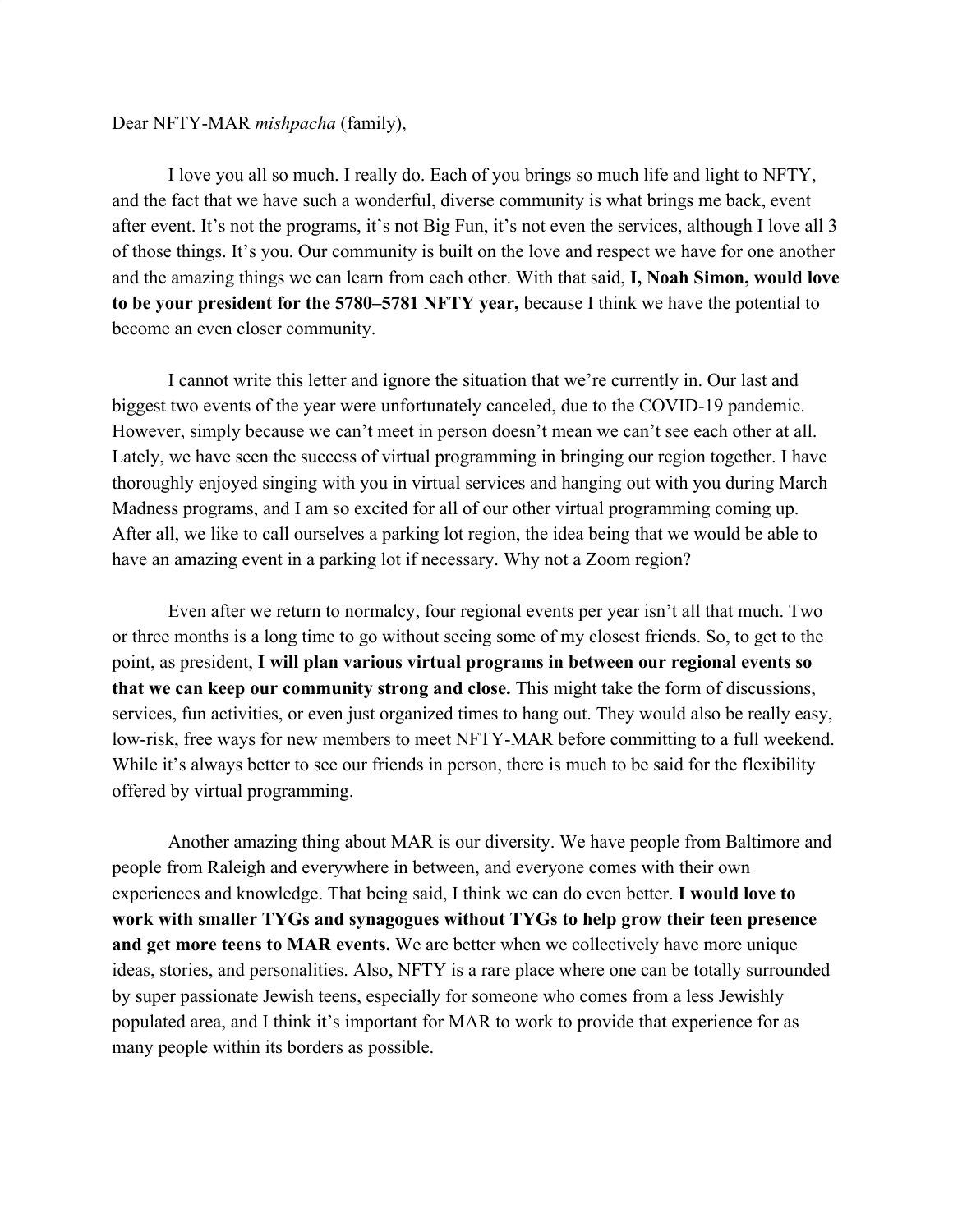Dear NFTY-MAR *mishpacha* (family),

I love you all so much. I really do. Each of you brings so much life and light to NFTY, and the fact that we have such a wonderful, diverse community is what brings me back, event after event. It's not the programs, it's not Big Fun, it's not even the services, although I love all 3 of those things. It's you. Our community is built on the love and respect we have for one another and the amazing things we can learn from each other. With that said, **I, Noah Simon, would love to be your president for the 5780–5781 NFTY year,** because I think we have the potential to become an even closer community.

I cannot write this letter and ignore the situation that we're currently in. Our last and biggest two events of the year were unfortunately canceled, due to the COVID-19 pandemic. However, simply because we can't meet in person doesn't mean we can't see each other at all. Lately, we have seen the success of virtual programming in bringing our region together. I have thoroughly enjoyed singing with you in virtual services and hanging out with you during March Madness programs, and I am so excited for all of our other virtual programming coming up. After all, we like to call ourselves a parking lot region, the idea being that we would be able to have an amazing event in a parking lot if necessary. Why not a Zoom region?

Even after we return to normalcy, four regional events per year isn't all that much. Two or three months is a long time to go without seeing some of my closest friends. So, to get to the point, as president, **I will plan various virtual programs in between our regional events so that we can keep our community strong and close.** This might take the form of discussions, services, fun activities, or even just organized times to hang out. They would also be really easy, low-risk, free ways for new members to meet NFTY-MAR before committing to a full weekend. While it's always better to see our friends in person, there is much to be said for the flexibility offered by virtual programming.

Another amazing thing about MAR is our diversity. We have people from Baltimore and people from Raleigh and everywhere in between, and everyone comes with their own experiences and knowledge. That being said, I think we can do even better. **I would love to work with smaller TYGs and synagogues without TYGs to help grow their teen presence and get more teens to MAR events.** We are better when we collectively have more unique ideas, stories, and personalities. Also, NFTY is a rare place where one can be totally surrounded by super passionate Jewish teens, especially for someone who comes from a less Jewishly populated area, and I think it's important for MAR to work to provide that experience for as many people within its borders as possible.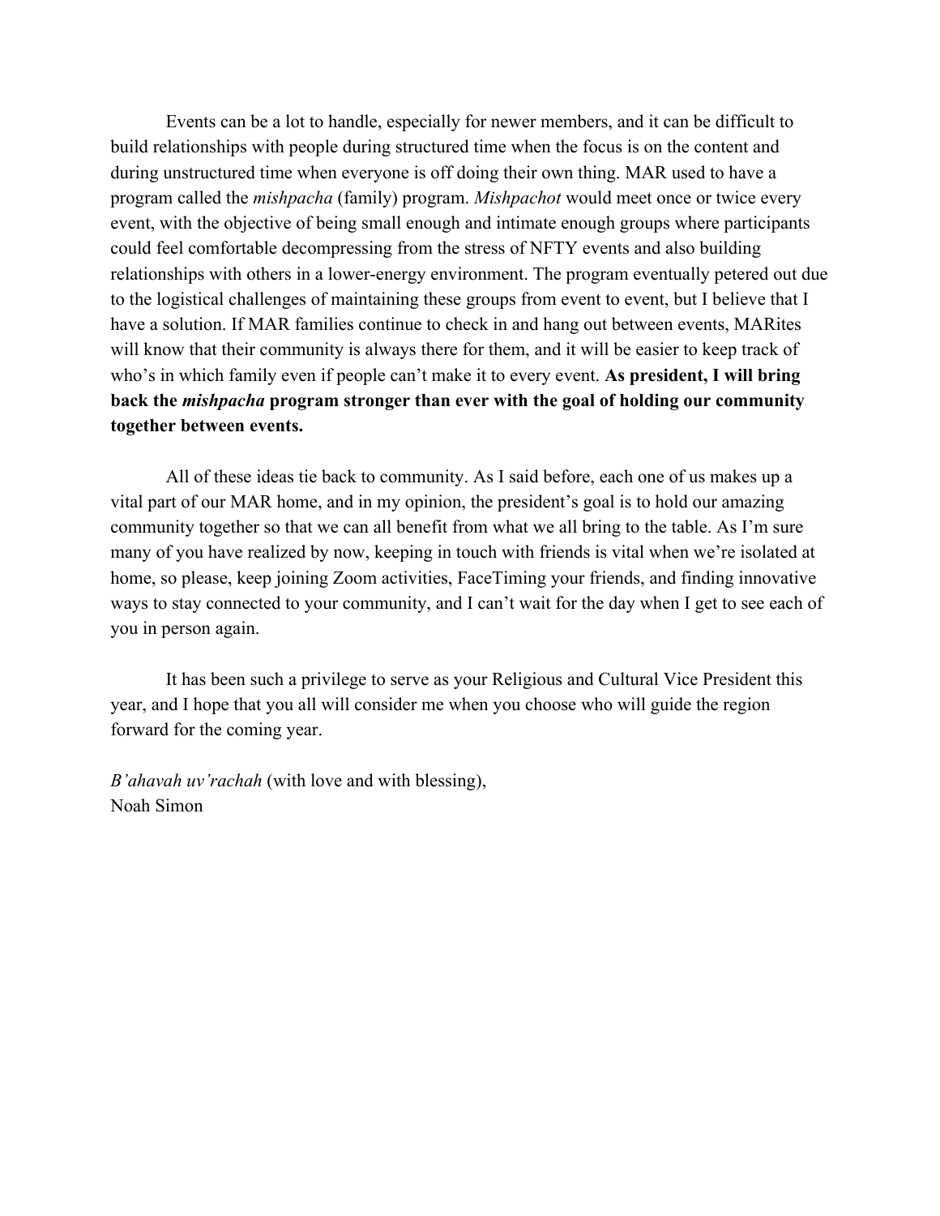Events can be a lot to handle, especially for newer members, and it can be difficult to build relationships with people during structured time when the focus is on the content and during unstructured time when everyone is off doing their own thing. MAR used to have a program called the *mishpacha* (family) program. *Mishpachot* would meet once or twice every event, with the objective of being small enough and intimate enough groups where participants could feel comfortable decompressing from the stress of NFTY events and also building relationships with others in a lower-energy environment. The program eventually petered out due to the logistical challenges of maintaining these groups from event to event, but I believe that I have a solution. If MAR families continue to check in and hang out between events, MARites will know that their community is always there for them, and it will be easier to keep track of who's in which family even if people can't make it to every event. **As president, I will bring back the *mishpacha* program stronger than ever with the goal of holding our community together between events.**

All of these ideas tie back to community. As I said before, each one of us makes up a vital part of our MAR home, and in my opinion, the president's goal is to hold our amazing community together so that we can all benefit from what we all bring to the table. As I'm sure many of you have realized by now, keeping in touch with friends is vital when we're isolated at home, so please, keep joining Zoom activities, FaceTiming your friends, and finding innovative ways to stay connected to your community, and I can't wait for the day when I get to see each of you in person again.

It has been such a privilege to serve as your Religious and Cultural Vice President this year, and I hope that you all will consider me when you choose who will guide the region forward for the coming year.

*B'ahavah uv'rachah* (with love and with blessing),
Noah Simon